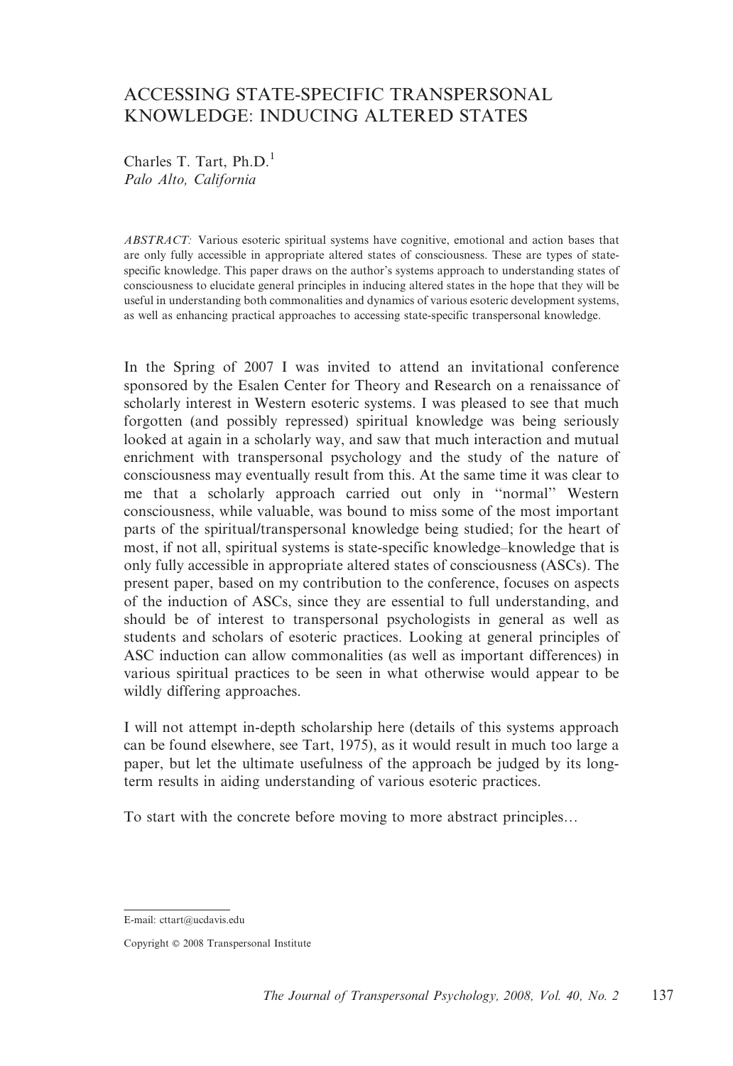# ACCESSING STATE-SPECIFIC TRANSPERSONAL KNOWLEDGE: INDUCING ALTERED STATES

Charles T. Tart, Ph.D.[1]
*Palo Alto, California*

*ABSTRACT:* Various esoteric spiritual systems have cognitive, emotional and action bases that are only fully accessible in appropriate altered states of consciousness. These are types of state-specific knowledge. This paper draws on the author's systems approach to understanding states of consciousness to elucidate general principles in inducing altered states in the hope that they will be useful in understanding both commonalities and dynamics of various esoteric development systems, as well as enhancing practical approaches to accessing state-specific transpersonal knowledge.

In the Spring of 2007 I was invited to attend an invitational conference sponsored by the Esalen Center for Theory and Research on a renaissance of scholarly interest in Western esoteric systems. I was pleased to see that much forgotten (and possibly repressed) spiritual knowledge was being seriously looked at again in a scholarly way, and saw that much interaction and mutual enrichment with transpersonal psychology and the study of the nature of consciousness may eventually result from this. At the same time it was clear to me that a scholarly approach carried out only in "normal" Western consciousness, while valuable, was bound to miss some of the most important parts of the spiritual/transpersonal knowledge being studied; for the heart of most, if not all, spiritual systems is state-specific knowledge–knowledge that is only fully accessible in appropriate altered states of consciousness (ASCs). The present paper, based on my contribution to the conference, focuses on aspects of the induction of ASCs, since they are essential to full understanding, and should be of interest to transpersonal psychologists in general as well as students and scholars of esoteric practices. Looking at general principles of ASC induction can allow commonalities (as well as important differences) in various spiritual practices to be seen in what otherwise would appear to be wildly differing approaches.

I will not attempt in-depth scholarship here (details of this systems approach can be found elsewhere, see Tart, 1975), as it would result in much too large a paper, but let the ultimate usefulness of the approach be judged by its long-term results in aiding understanding of various esoteric practices.

To start with the concrete before moving to more abstract principles…

---

E-mail: cttart@ucdavis.edu

Copyright © 2008 Transpersonal Institute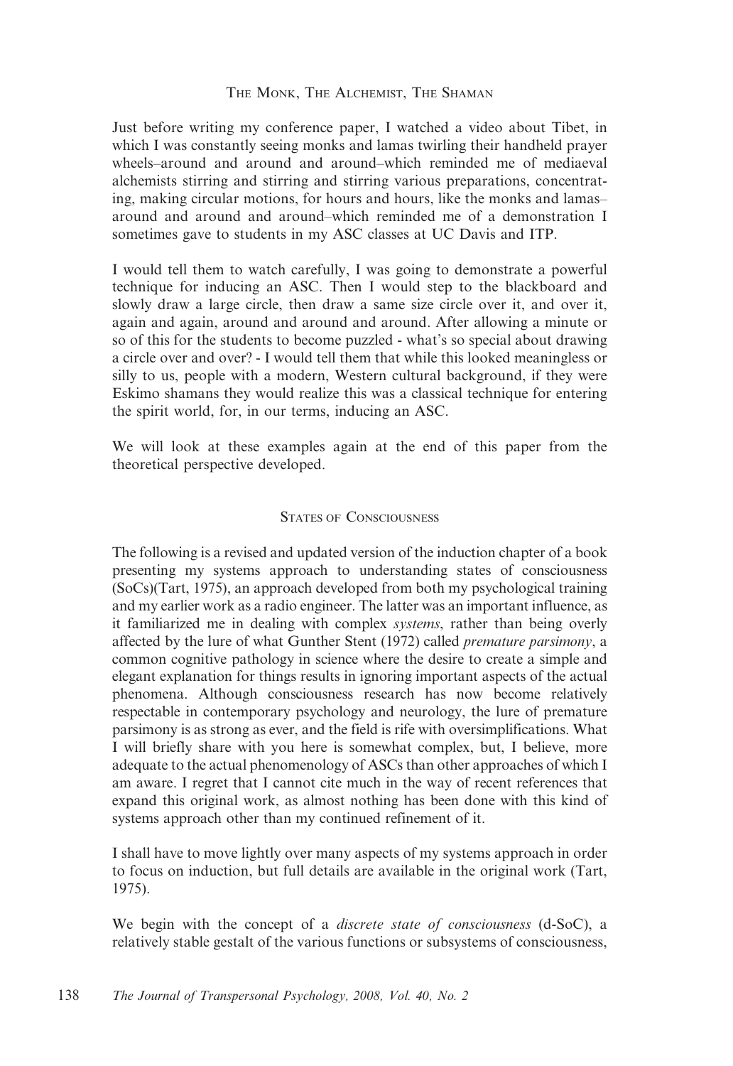## The Monk, The Alchemist, The Shaman

Just before writing my conference paper, I watched a video about Tibet, in which I was constantly seeing monks and lamas twirling their handheld prayer wheels–around and around and around–which reminded me of mediaeval alchemists stirring and stirring and stirring various preparations, concentrating, making circular motions, for hours and hours, like the monks and lamas–around and around and around–which reminded me of a demonstration I sometimes gave to students in my ASC classes at UC Davis and ITP.

I would tell them to watch carefully, I was going to demonstrate a powerful technique for inducing an ASC. Then I would step to the blackboard and slowly draw a large circle, then draw a same size circle over it, and over it, again and again, around and around and around. After allowing a minute or so of this for the students to become puzzled - what's so special about drawing a circle over and over? - I would tell them that while this looked meaningless or silly to us, people with a modern, Western cultural background, if they were Eskimo shamans they would realize this was a classical technique for entering the spirit world, for, in our terms, inducing an ASC.

We will look at these examples again at the end of this paper from the theoretical perspective developed.

## States of Consciousness

The following is a revised and updated version of the induction chapter of a book presenting my systems approach to understanding states of consciousness (SoCs)(Tart, 1975), an approach developed from both my psychological training and my earlier work as a radio engineer. The latter was an important influence, as it familiarized me in dealing with complex *systems*, rather than being overly affected by the lure of what Gunther Stent (1972) called *premature parsimony*, a common cognitive pathology in science where the desire to create a simple and elegant explanation for things results in ignoring important aspects of the actual phenomena. Although consciousness research has now become relatively respectable in contemporary psychology and neurology, the lure of premature parsimony is as strong as ever, and the field is rife with oversimplifications. What I will briefly share with you here is somewhat complex, but, I believe, more adequate to the actual phenomenology of ASCs than other approaches of which I am aware. I regret that I cannot cite much in the way of recent references that expand this original work, as almost nothing has been done with this kind of systems approach other than my continued refinement of it.

I shall have to move lightly over many aspects of my systems approach in order to focus on induction, but full details are available in the original work (Tart, 1975).

We begin with the concept of a *discrete state of consciousness* (d-SoC), a relatively stable gestalt of the various functions or subsystems of consciousness,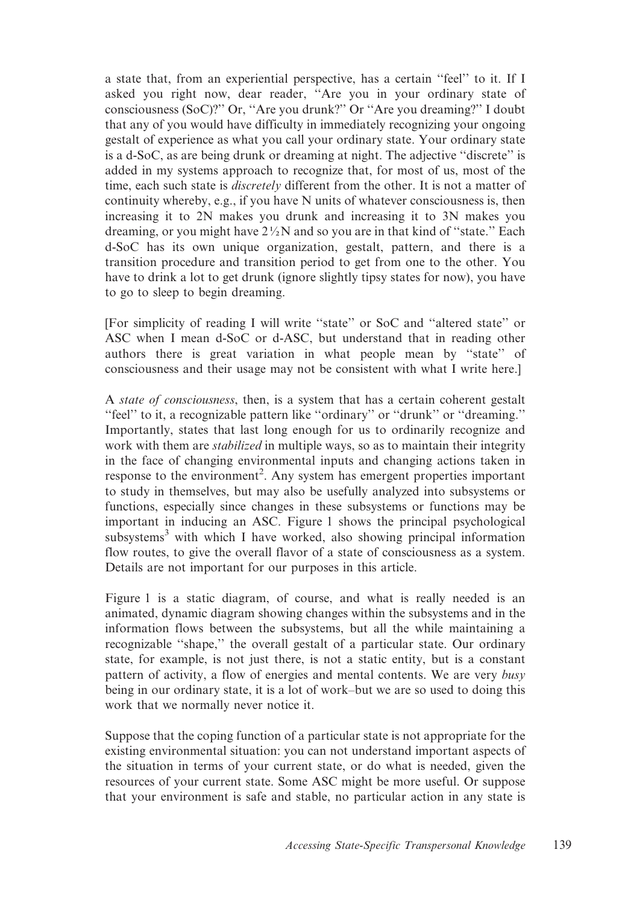a state that, from an experiential perspective, has a certain "feel" to it. If I asked you right now, dear reader, "Are you in your ordinary state of consciousness (SoC)?" Or, "Are you drunk?" Or "Are you dreaming?" I doubt that any of you would have difficulty in immediately recognizing your ongoing gestalt of experience as what you call your ordinary state. Your ordinary state is a d-SoC, as are being drunk or dreaming at night. The adjective "discrete" is added in my systems approach to recognize that, for most of us, most of the time, each such state is *discretely* different from the other. It is not a matter of continuity whereby, e.g., if you have N units of whatever consciousness is, then increasing it to 2N makes you drunk and increasing it to 3N makes you dreaming, or you might have 2½N and so you are in that kind of "state." Each d-SoC has its own unique organization, gestalt, pattern, and there is a transition procedure and transition period to get from one to the other. You have to drink a lot to get drunk (ignore slightly tipsy states for now), you have to go to sleep to begin dreaming.

[For simplicity of reading I will write "state" or SoC and "altered state" or ASC when I mean d-SoC or d-ASC, but understand that in reading other authors there is great variation in what people mean by "state" of consciousness and their usage may not be consistent with what I write here.]

A *state of consciousness*, then, is a system that has a certain coherent gestalt "feel" to it, a recognizable pattern like "ordinary" or "drunk" or "dreaming." Importantly, states that last long enough for us to ordinarily recognize and work with them are *stabilized* in multiple ways, so as to maintain their integrity in the face of changing environmental inputs and changing actions taken in response to the environment[2]. Any system has emergent properties important to study in themselves, but may also be usefully analyzed into subsystems or functions, especially since changes in these subsystems or functions may be important in inducing an ASC. Figure 1 shows the principal psychological subsystems[3] with which I have worked, also showing principal information flow routes, to give the overall flavor of a state of consciousness as a system. Details are not important for our purposes in this article.

Figure 1 is a static diagram, of course, and what is really needed is an animated, dynamic diagram showing changes within the subsystems and in the information flows between the subsystems, but all the while maintaining a recognizable "shape," the overall gestalt of a particular state. Our ordinary state, for example, is not just there, is not a static entity, but is a constant pattern of activity, a flow of energies and mental contents. We are very *busy* being in our ordinary state, it is a lot of work–but we are so used to doing this work that we normally never notice it.

Suppose that the coping function of a particular state is not appropriate for the existing environmental situation: you can not understand important aspects of the situation in terms of your current state, or do what is needed, given the resources of your current state. Some ASC might be more useful. Or suppose that your environment is safe and stable, no particular action in any state is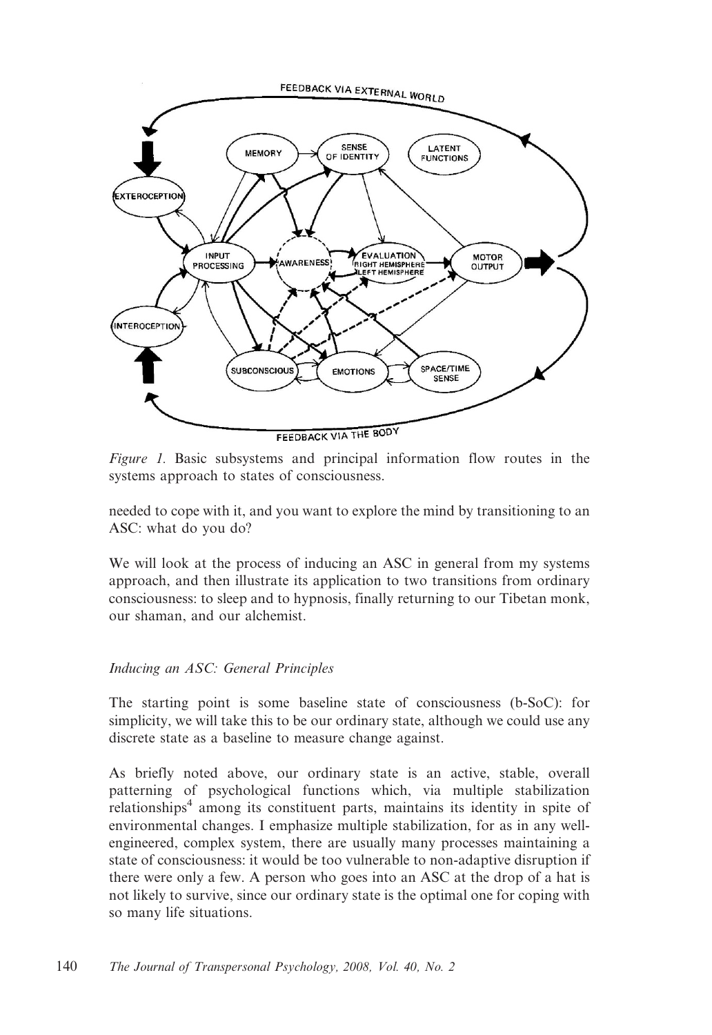*Figure 1.* Basic subsystems and principal information flow routes in the systems approach to states of consciousness.

needed to cope with it, and you want to explore the mind by transitioning to an ASC: what do you do?

We will look at the process of inducing an ASC in general from my systems approach, and then illustrate its application to two transitions from ordinary consciousness: to sleep and to hypnosis, finally returning to our Tibetan monk, our shaman, and our alchemist.

### *Inducing an ASC: General Principles*

The starting point is some baseline state of consciousness (b-SoC): for simplicity, we will take this to be our ordinary state, although we could use any discrete state as a baseline to measure change against.

As briefly noted above, our ordinary state is an active, stable, overall patterning of psychological functions which, via multiple stabilization relationships[4] among its constituent parts, maintains its identity in spite of environmental changes. I emphasize multiple stabilization, for as in any well-engineered, complex system, there are usually many processes maintaining a state of consciousness: it would be too vulnerable to non-adaptive disruption if there were only a few. A person who goes into an ASC at the drop of a hat is not likely to survive, since our ordinary state is the optimal one for coping with so many life situations.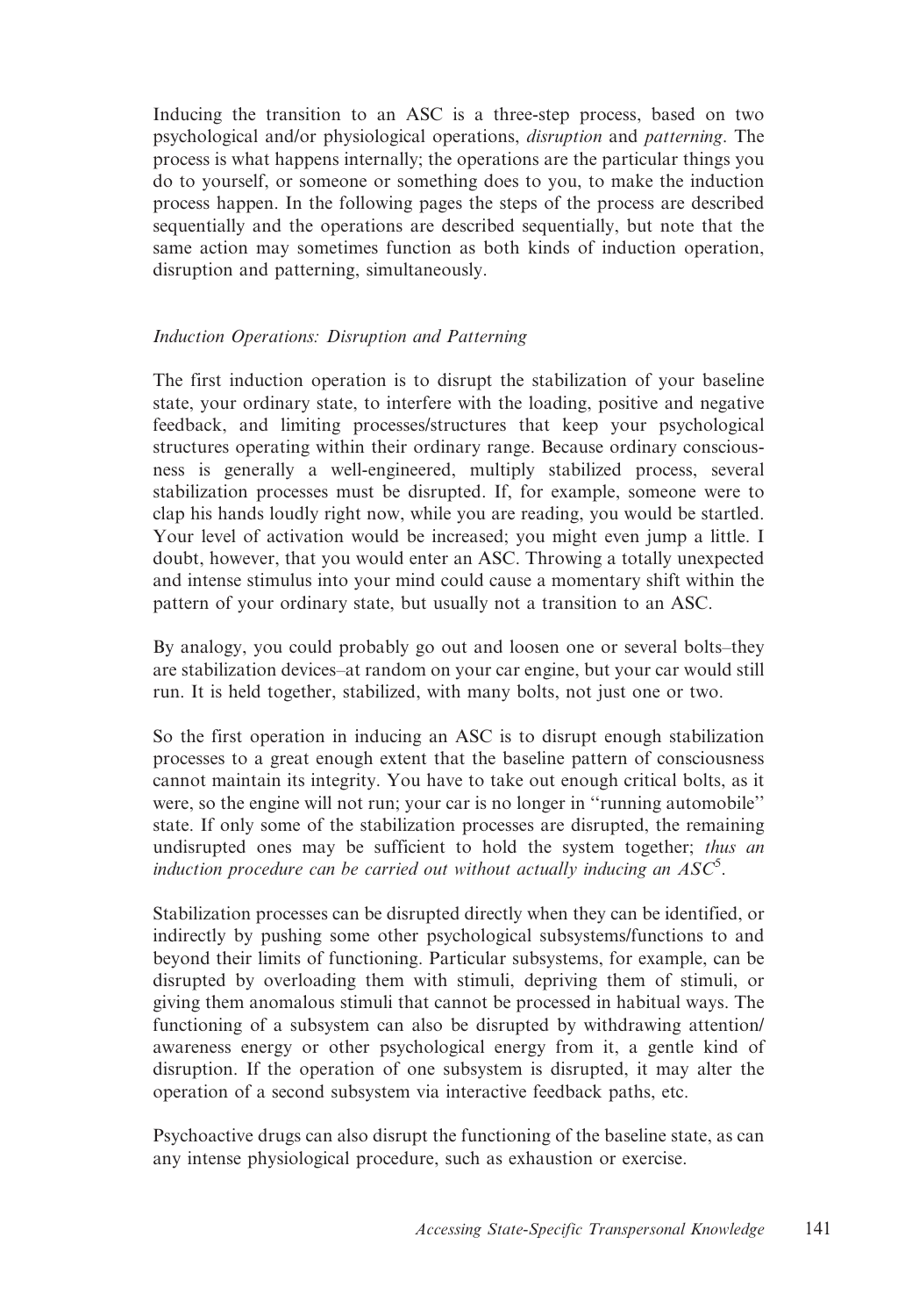Inducing the transition to an ASC is a three-step process, based on two psychological and/or physiological operations, *disruption* and *patterning*. The process is what happens internally; the operations are the particular things you do to yourself, or someone or something does to you, to make the induction process happen. In the following pages the steps of the process are described sequentially and the operations are described sequentially, but note that the same action may sometimes function as both kinds of induction operation, disruption and patterning, simultaneously.

### *Induction Operations: Disruption and Patterning*

The first induction operation is to disrupt the stabilization of your baseline state, your ordinary state, to interfere with the loading, positive and negative feedback, and limiting processes/structures that keep your psychological structures operating within their ordinary range. Because ordinary consciousness is generally a well-engineered, multiply stabilized process, several stabilization processes must be disrupted. If, for example, someone were to clap his hands loudly right now, while you are reading, you would be startled. Your level of activation would be increased; you might even jump a little. I doubt, however, that you would enter an ASC. Throwing a totally unexpected and intense stimulus into your mind could cause a momentary shift within the pattern of your ordinary state, but usually not a transition to an ASC.

By analogy, you could probably go out and loosen one or several bolts–they are stabilization devices–at random on your car engine, but your car would still run. It is held together, stabilized, with many bolts, not just one or two.

So the first operation in inducing an ASC is to disrupt enough stabilization processes to a great enough extent that the baseline pattern of consciousness cannot maintain its integrity. You have to take out enough critical bolts, as it were, so the engine will not run; your car is no longer in ''running automobile'' state. If only some of the stabilization processes are disrupted, the remaining undisrupted ones may be sufficient to hold the system together; *thus an induction procedure can be carried out without actually inducing an ASC*[5].

Stabilization processes can be disrupted directly when they can be identified, or indirectly by pushing some other psychological subsystems/functions to and beyond their limits of functioning. Particular subsystems, for example, can be disrupted by overloading them with stimuli, depriving them of stimuli, or giving them anomalous stimuli that cannot be processed in habitual ways. The functioning of a subsystem can also be disrupted by withdrawing attention/awareness energy or other psychological energy from it, a gentle kind of disruption. If the operation of one subsystem is disrupted, it may alter the operation of a second subsystem via interactive feedback paths, etc.

Psychoactive drugs can also disrupt the functioning of the baseline state, as can any intense physiological procedure, such as exhaustion or exercise.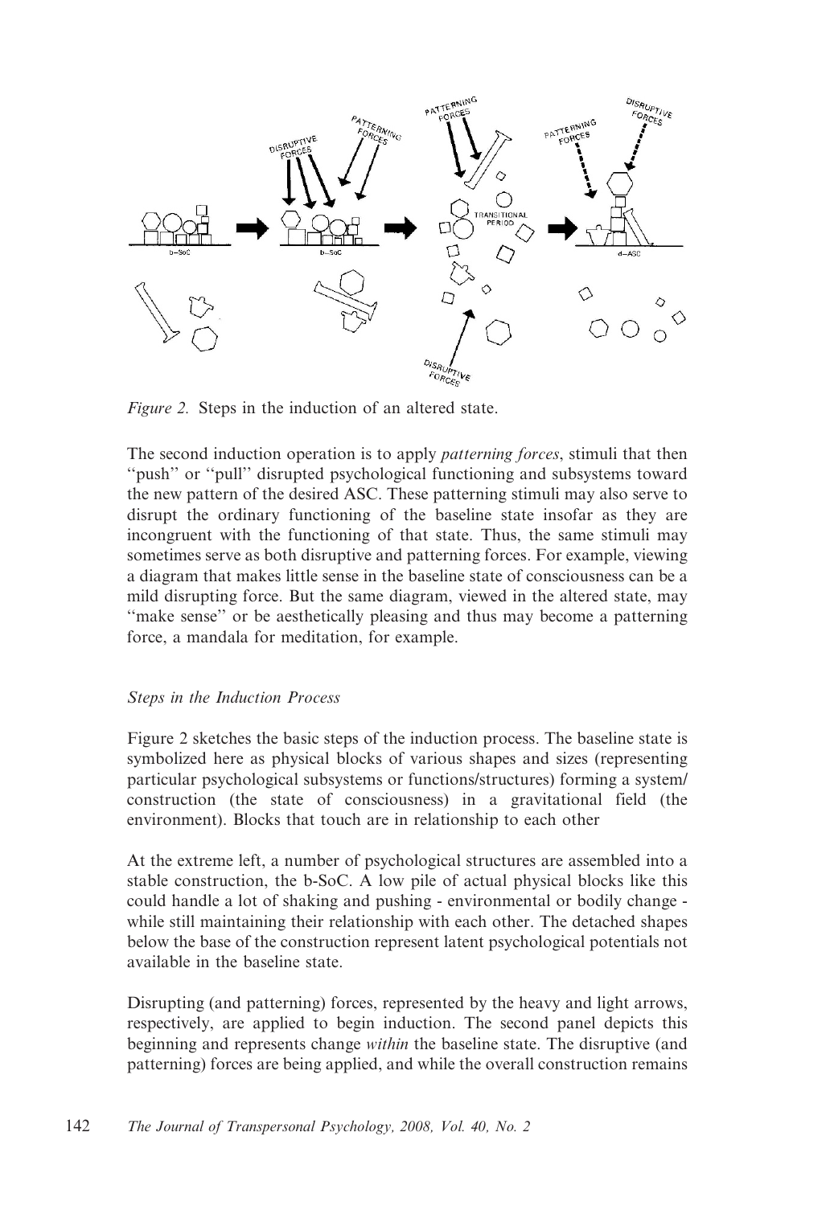*Figure 2.* Steps in the induction of an altered state.

The second induction operation is to apply *patterning forces*, stimuli that then "push" or "pull" disrupted psychological functioning and subsystems toward the new pattern of the desired ASC. These patterning stimuli may also serve to disrupt the ordinary functioning of the baseline state insofar as they are incongruent with the functioning of that state. Thus, the same stimuli may sometimes serve as both disruptive and patterning forces. For example, viewing a diagram that makes little sense in the baseline state of consciousness can be a mild disrupting force. But the same diagram, viewed in the altered state, may "make sense" or be aesthetically pleasing and thus may become a patterning force, a mandala for meditation, for example.

### *Steps in the Induction Process*

Figure 2 sketches the basic steps of the induction process. The baseline state is symbolized here as physical blocks of various shapes and sizes (representing particular psychological subsystems or functions/structures) forming a system/construction (the state of consciousness) in a gravitational field (the environment). Blocks that touch are in relationship to each other

At the extreme left, a number of psychological structures are assembled into a stable construction, the b-SoC. A low pile of actual physical blocks like this could handle a lot of shaking and pushing - environmental or bodily change - while still maintaining their relationship with each other. The detached shapes below the base of the construction represent latent psychological potentials not available in the baseline state.

Disrupting (and patterning) forces, represented by the heavy and light arrows, respectively, are applied to begin induction. The second panel depicts this beginning and represents change *within* the baseline state. The disruptive (and patterning) forces are being applied, and while the overall construction remains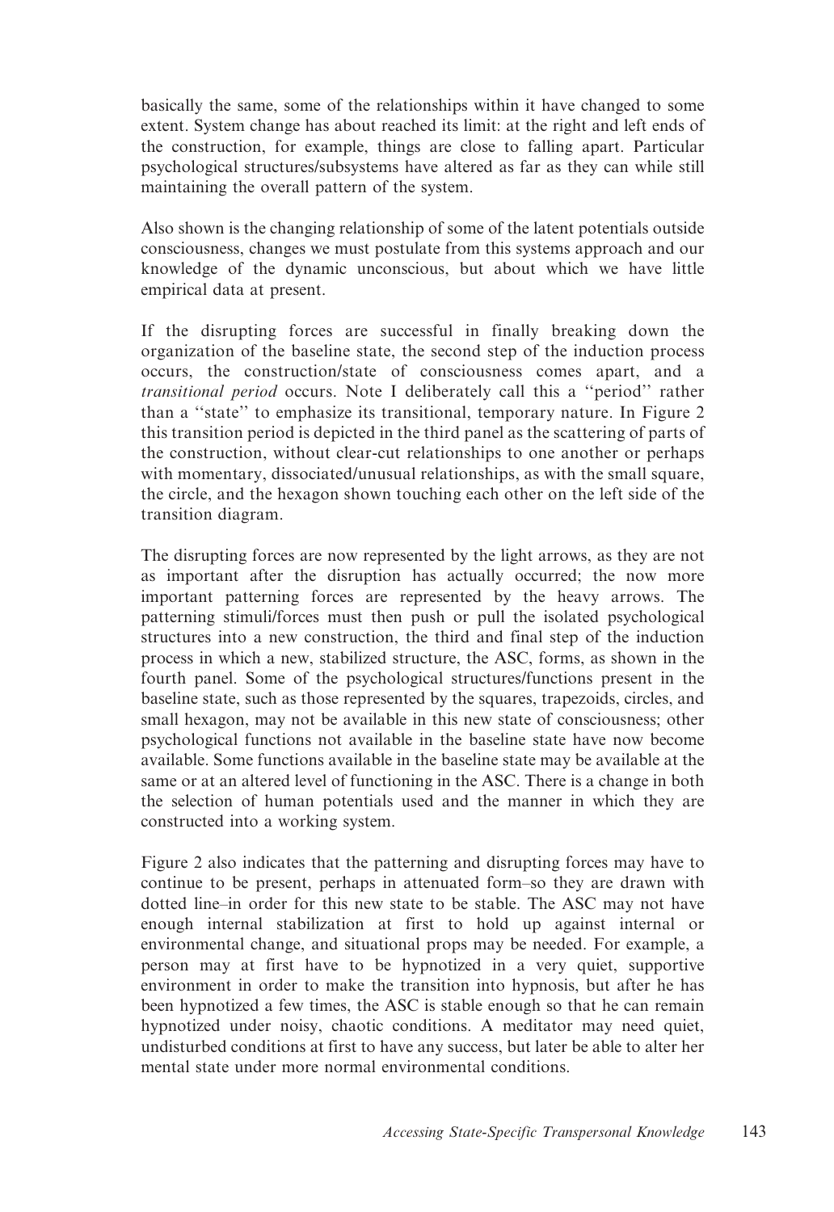basically the same, some of the relationships within it have changed to some extent. System change has about reached its limit: at the right and left ends of the construction, for example, things are close to falling apart. Particular psychological structures/subsystems have altered as far as they can while still maintaining the overall pattern of the system.

Also shown is the changing relationship of some of the latent potentials outside consciousness, changes we must postulate from this systems approach and our knowledge of the dynamic unconscious, but about which we have little empirical data at present.

If the disrupting forces are successful in finally breaking down the organization of the baseline state, the second step of the induction process occurs, the construction/state of consciousness comes apart, and a *transitional period* occurs. Note I deliberately call this a ''period'' rather than a ''state'' to emphasize its transitional, temporary nature. In Figure 2 this transition period is depicted in the third panel as the scattering of parts of the construction, without clear-cut relationships to one another or perhaps with momentary, dissociated/unusual relationships, as with the small square, the circle, and the hexagon shown touching each other on the left side of the transition diagram.

The disrupting forces are now represented by the light arrows, as they are not as important after the disruption has actually occurred; the now more important patterning forces are represented by the heavy arrows. The patterning stimuli/forces must then push or pull the isolated psychological structures into a new construction, the third and final step of the induction process in which a new, stabilized structure, the ASC, forms, as shown in the fourth panel. Some of the psychological structures/functions present in the baseline state, such as those represented by the squares, trapezoids, circles, and small hexagon, may not be available in this new state of consciousness; other psychological functions not available in the baseline state have now become available. Some functions available in the baseline state may be available at the same or at an altered level of functioning in the ASC. There is a change in both the selection of human potentials used and the manner in which they are constructed into a working system.

Figure 2 also indicates that the patterning and disrupting forces may have to continue to be present, perhaps in attenuated form–so they are drawn with dotted line–in order for this new state to be stable. The ASC may not have enough internal stabilization at first to hold up against internal or environmental change, and situational props may be needed. For example, a person may at first have to be hypnotized in a very quiet, supportive environment in order to make the transition into hypnosis, but after he has been hypnotized a few times, the ASC is stable enough so that he can remain hypnotized under noisy, chaotic conditions. A meditator may need quiet, undisturbed conditions at first to have any success, but later be able to alter her mental state under more normal environmental conditions.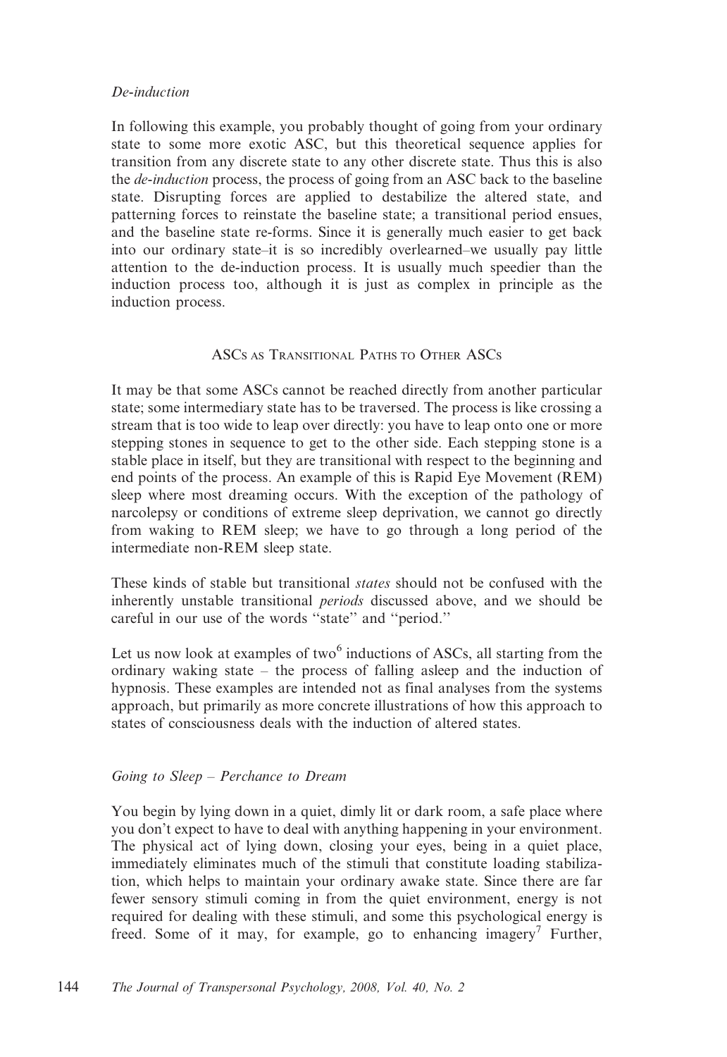*De-induction*

In following this example, you probably thought of going from your ordinary state to some more exotic ASC, but this theoretical sequence applies for transition from any discrete state to any other discrete state. Thus this is also the *de-induction* process, the process of going from an ASC back to the baseline state. Disrupting forces are applied to destabilize the altered state, and patterning forces to reinstate the baseline state; a transitional period ensues, and the baseline state re-forms. Since it is generally much easier to get back into our ordinary state–it is so incredibly overlearned–we usually pay little attention to the de-induction process. It is usually much speedier than the induction process too, although it is just as complex in principle as the induction process.

## ASCs as Transitional Paths to Other ASCs

It may be that some ASCs cannot be reached directly from another particular state; some intermediary state has to be traversed. The process is like crossing a stream that is too wide to leap over directly: you have to leap onto one or more stepping stones in sequence to get to the other side. Each stepping stone is a stable place in itself, but they are transitional with respect to the beginning and end points of the process. An example of this is Rapid Eye Movement (REM) sleep where most dreaming occurs. With the exception of the pathology of narcolepsy or conditions of extreme sleep deprivation, we cannot go directly from waking to REM sleep; we have to go through a long period of the intermediate non-REM sleep state.

These kinds of stable but transitional *states* should not be confused with the inherently unstable transitional *periods* discussed above, and we should be careful in our use of the words "state" and "period."

Let us now look at examples of two[6] inductions of ASCs, all starting from the ordinary waking state – the process of falling asleep and the induction of hypnosis. These examples are intended not as final analyses from the systems approach, but primarily as more concrete illustrations of how this approach to states of consciousness deals with the induction of altered states.

*Going to Sleep – Perchance to Dream*

You begin by lying down in a quiet, dimly lit or dark room, a safe place where you don't expect to have to deal with anything happening in your environment. The physical act of lying down, closing your eyes, being in a quiet place, immediately eliminates much of the stimuli that constitute loading stabilization, which helps to maintain your ordinary awake state. Since there are far fewer sensory stimuli coming in from the quiet environment, energy is not required for dealing with these stimuli, and some this psychological energy is freed. Some of it may, for example, go to enhancing imagery[7] Further,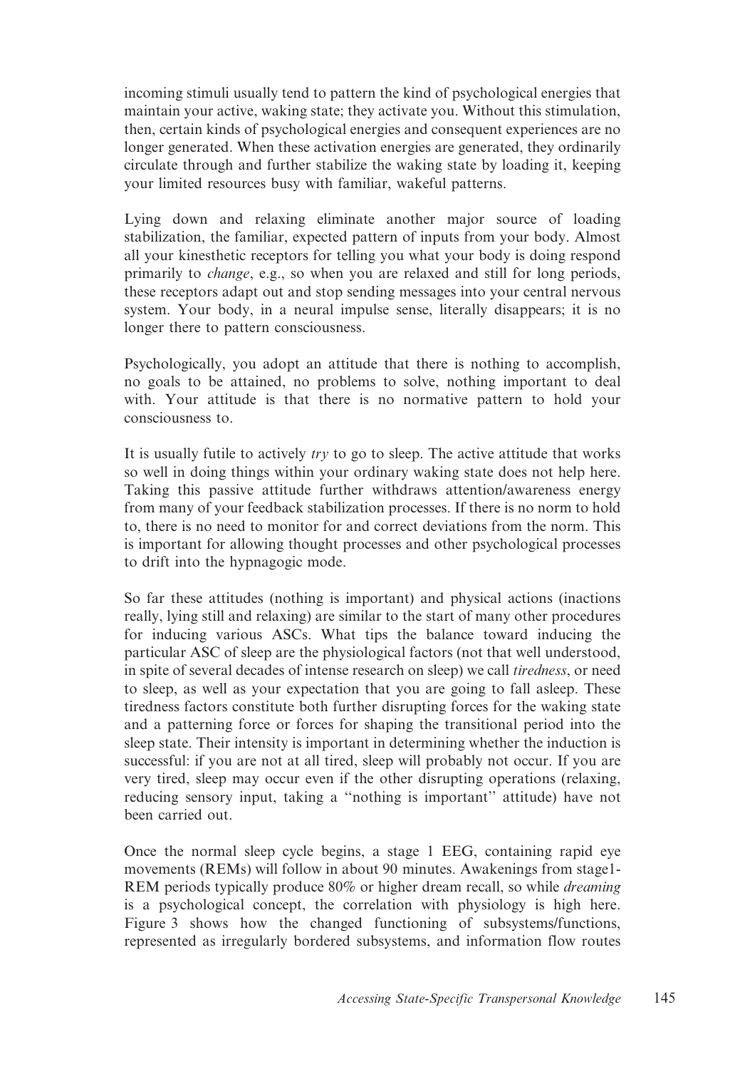incoming stimuli usually tend to pattern the kind of psychological energies that maintain your active, waking state; they activate you. Without this stimulation, then, certain kinds of psychological energies and consequent experiences are no longer generated. When these activation energies are generated, they ordinarily circulate through and further stabilize the waking state by loading it, keeping your limited resources busy with familiar, wakeful patterns.

Lying down and relaxing eliminate another major source of loading stabilization, the familiar, expected pattern of inputs from your body. Almost all your kinesthetic receptors for telling you what your body is doing respond primarily to *change*, e.g., so when you are relaxed and still for long periods, these receptors adapt out and stop sending messages into your central nervous system. Your body, in a neural impulse sense, literally disappears; it is no longer there to pattern consciousness.

Psychologically, you adopt an attitude that there is nothing to accomplish, no goals to be attained, no problems to solve, nothing important to deal with. Your attitude is that there is no normative pattern to hold your consciousness to.

It is usually futile to actively *try* to go to sleep. The active attitude that works so well in doing things within your ordinary waking state does not help here. Taking this passive attitude further withdraws attention/awareness energy from many of your feedback stabilization processes. If there is no norm to hold to, there is no need to monitor for and correct deviations from the norm. This is important for allowing thought processes and other psychological processes to drift into the hypnagogic mode.

So far these attitudes (nothing is important) and physical actions (inactions really, lying still and relaxing) are similar to the start of many other procedures for inducing various ASCs. What tips the balance toward inducing the particular ASC of sleep are the physiological factors (not that well understood, in spite of several decades of intense research on sleep) we call *tiredness*, or need to sleep, as well as your expectation that you are going to fall asleep. These tiredness factors constitute both further disrupting forces for the waking state and a patterning force or forces for shaping the transitional period into the sleep state. Their intensity is important in determining whether the induction is successful: if you are not at all tired, sleep will probably not occur. If you are very tired, sleep may occur even if the other disrupting operations (relaxing, reducing sensory input, taking a ''nothing is important'' attitude) have not been carried out.

Once the normal sleep cycle begins, a stage 1 EEG, containing rapid eye movements (REMs) will follow in about 90 minutes. Awakenings from stage1-REM periods typically produce 80% or higher dream recall, so while *dreaming* is a psychological concept, the correlation with physiology is high here. Figure 3 shows how the changed functioning of subsystems/functions, represented as irregularly bordered subsystems, and information flow routes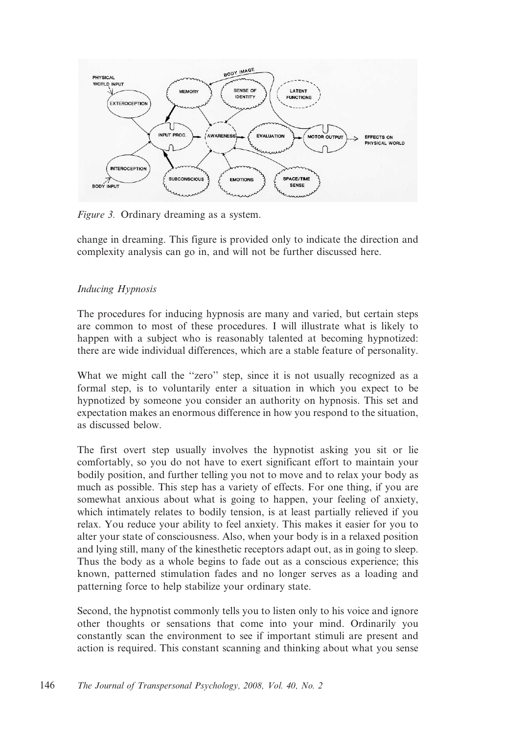*Figure 3.* Ordinary dreaming as a system.

change in dreaming. This figure is provided only to indicate the direction and complexity analysis can go in, and will not be further discussed here.

### *Inducing Hypnosis*

The procedures for inducing hypnosis are many and varied, but certain steps are common to most of these procedures. I will illustrate what is likely to happen with a subject who is reasonably talented at becoming hypnotized: there are wide individual differences, which are a stable feature of personality.

What we might call the ''zero'' step, since it is not usually recognized as a formal step, is to voluntarily enter a situation in which you expect to be hypnotized by someone you consider an authority on hypnosis. This set and expectation makes an enormous difference in how you respond to the situation, as discussed below.

The first overt step usually involves the hypnotist asking you sit or lie comfortably, so you do not have to exert significant effort to maintain your bodily position, and further telling you not to move and to relax your body as much as possible. This step has a variety of effects. For one thing, if you are somewhat anxious about what is going to happen, your feeling of anxiety, which intimately relates to bodily tension, is at least partially relieved if you relax. You reduce your ability to feel anxiety. This makes it easier for you to alter your state of consciousness. Also, when your body is in a relaxed position and lying still, many of the kinesthetic receptors adapt out, as in going to sleep. Thus the body as a whole begins to fade out as a conscious experience; this known, patterned stimulation fades and no longer serves as a loading and patterning force to help stabilize your ordinary state.

Second, the hypnotist commonly tells you to listen only to his voice and ignore other thoughts or sensations that come into your mind. Ordinarily you constantly scan the environment to see if important stimuli are present and action is required. This constant scanning and thinking about what you sense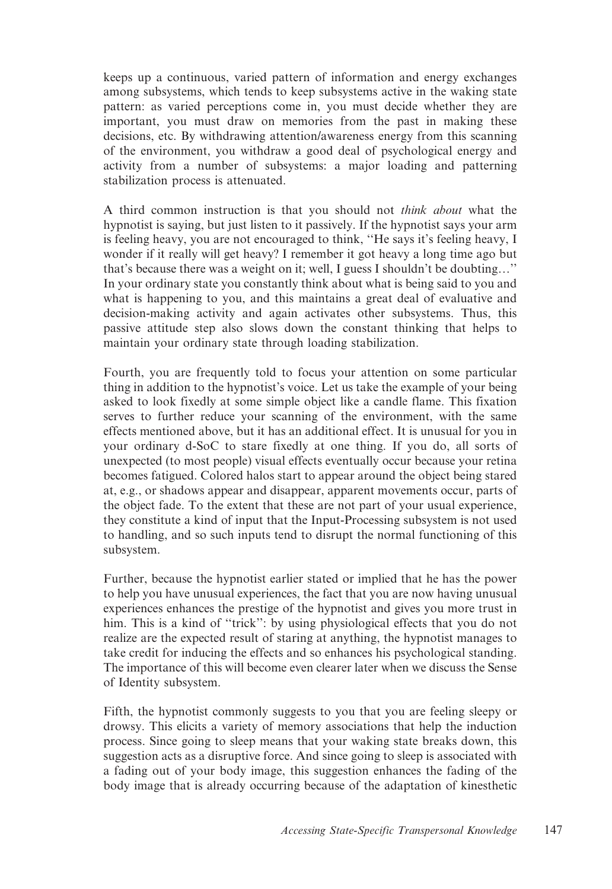keeps up a continuous, varied pattern of information and energy exchanges among subsystems, which tends to keep subsystems active in the waking state pattern: as varied perceptions come in, you must decide whether they are important, you must draw on memories from the past in making these decisions, etc. By withdrawing attention/awareness energy from this scanning of the environment, you withdraw a good deal of psychological energy and activity from a number of subsystems: a major loading and patterning stabilization process is attenuated.

A third common instruction is that you should not *think about* what the hypnotist is saying, but just listen to it passively. If the hypnotist says your arm is feeling heavy, you are not encouraged to think, ''He says it's feeling heavy, I wonder if it really will get heavy? I remember it got heavy a long time ago but that's because there was a weight on it; well, I guess I shouldn't be doubting…'' In your ordinary state you constantly think about what is being said to you and what is happening to you, and this maintains a great deal of evaluative and decision-making activity and again activates other subsystems. Thus, this passive attitude step also slows down the constant thinking that helps to maintain your ordinary state through loading stabilization.

Fourth, you are frequently told to focus your attention on some particular thing in addition to the hypnotist's voice. Let us take the example of your being asked to look fixedly at some simple object like a candle flame. This fixation serves to further reduce your scanning of the environment, with the same effects mentioned above, but it has an additional effect. It is unusual for you in your ordinary d-SoC to stare fixedly at one thing. If you do, all sorts of unexpected (to most people) visual effects eventually occur because your retina becomes fatigued. Colored halos start to appear around the object being stared at, e.g., or shadows appear and disappear, apparent movements occur, parts of the object fade. To the extent that these are not part of your usual experience, they constitute a kind of input that the Input-Processing subsystem is not used to handling, and so such inputs tend to disrupt the normal functioning of this subsystem.

Further, because the hypnotist earlier stated or implied that he has the power to help you have unusual experiences, the fact that you are now having unusual experiences enhances the prestige of the hypnotist and gives you more trust in him. This is a kind of ''trick'': by using physiological effects that you do not realize are the expected result of staring at anything, the hypnotist manages to take credit for inducing the effects and so enhances his psychological standing. The importance of this will become even clearer later when we discuss the Sense of Identity subsystem.

Fifth, the hypnotist commonly suggests to you that you are feeling sleepy or drowsy. This elicits a variety of memory associations that help the induction process. Since going to sleep means that your waking state breaks down, this suggestion acts as a disruptive force. And since going to sleep is associated with a fading out of your body image, this suggestion enhances the fading of the body image that is already occurring because of the adaptation of kinesthetic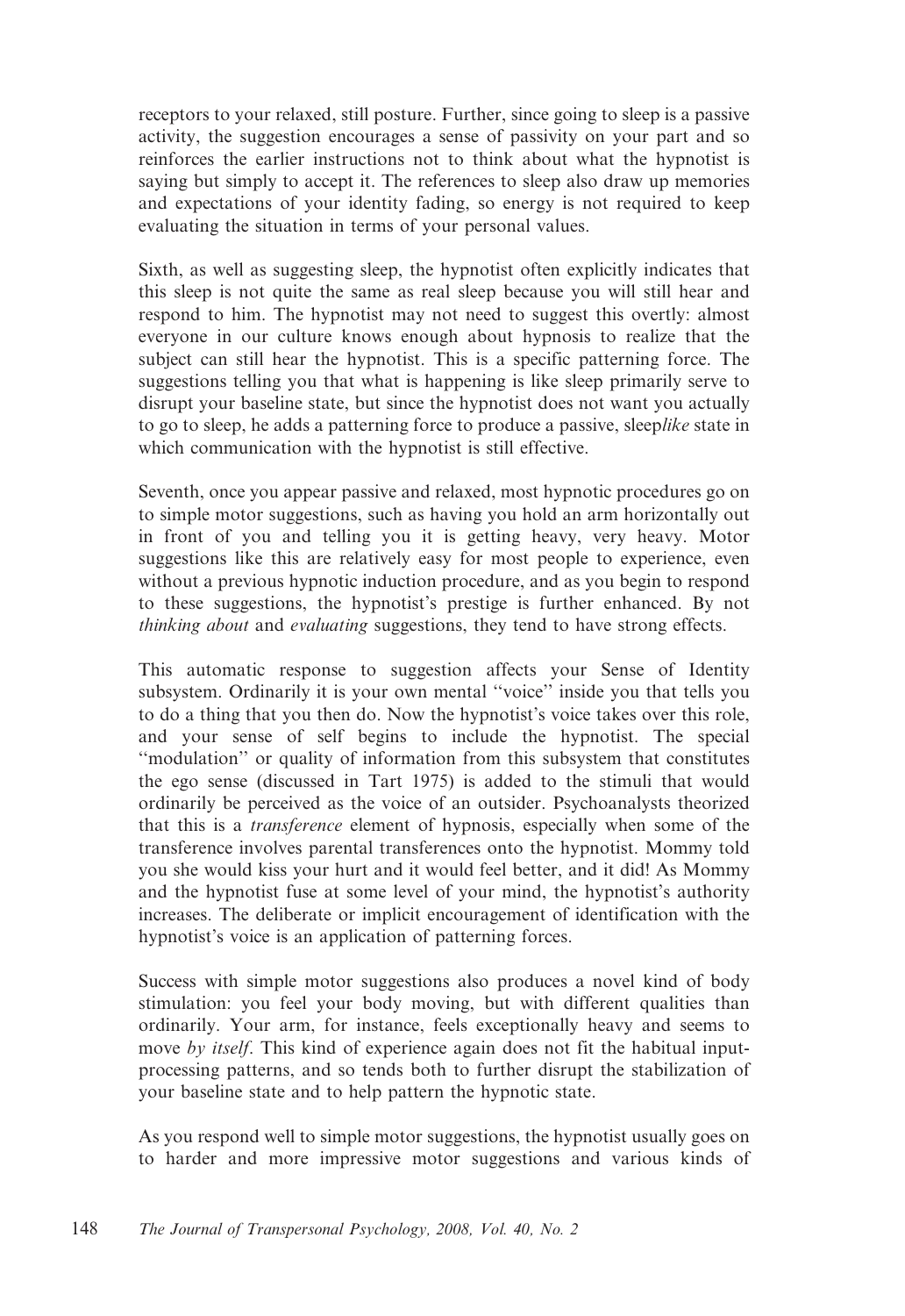receptors to your relaxed, still posture. Further, since going to sleep is a passive activity, the suggestion encourages a sense of passivity on your part and so reinforces the earlier instructions not to think about what the hypnotist is saying but simply to accept it. The references to sleep also draw up memories and expectations of your identity fading, so energy is not required to keep evaluating the situation in terms of your personal values.

Sixth, as well as suggesting sleep, the hypnotist often explicitly indicates that this sleep is not quite the same as real sleep because you will still hear and respond to him. The hypnotist may not need to suggest this overtly: almost everyone in our culture knows enough about hypnosis to realize that the subject can still hear the hypnotist. This is a specific patterning force. The suggestions telling you that what is happening is like sleep primarily serve to disrupt your baseline state, but since the hypnotist does not want you actually to go to sleep, he adds a patterning force to produce a passive, sleep*like* state in which communication with the hypnotist is still effective.

Seventh, once you appear passive and relaxed, most hypnotic procedures go on to simple motor suggestions, such as having you hold an arm horizontally out in front of you and telling you it is getting heavy, very heavy. Motor suggestions like this are relatively easy for most people to experience, even without a previous hypnotic induction procedure, and as you begin to respond to these suggestions, the hypnotist's prestige is further enhanced. By not *thinking about* and *evaluating* suggestions, they tend to have strong effects.

This automatic response to suggestion affects your Sense of Identity subsystem. Ordinarily it is your own mental "voice" inside you that tells you to do a thing that you then do. Now the hypnotist's voice takes over this role, and your sense of self begins to include the hypnotist. The special "modulation" or quality of information from this subsystem that constitutes the ego sense (discussed in Tart 1975) is added to the stimuli that would ordinarily be perceived as the voice of an outsider. Psychoanalysts theorized that this is a *transference* element of hypnosis, especially when some of the transference involves parental transferences onto the hypnotist. Mommy told you she would kiss your hurt and it would feel better, and it did! As Mommy and the hypnotist fuse at some level of your mind, the hypnotist's authority increases. The deliberate or implicit encouragement of identification with the hypnotist's voice is an application of patterning forces.

Success with simple motor suggestions also produces a novel kind of body stimulation: you feel your body moving, but with different qualities than ordinarily. Your arm, for instance, feels exceptionally heavy and seems to move *by itself*. This kind of experience again does not fit the habitual input-processing patterns, and so tends both to further disrupt the stabilization of your baseline state and to help pattern the hypnotic state.

As you respond well to simple motor suggestions, the hypnotist usually goes on to harder and more impressive motor suggestions and various kinds of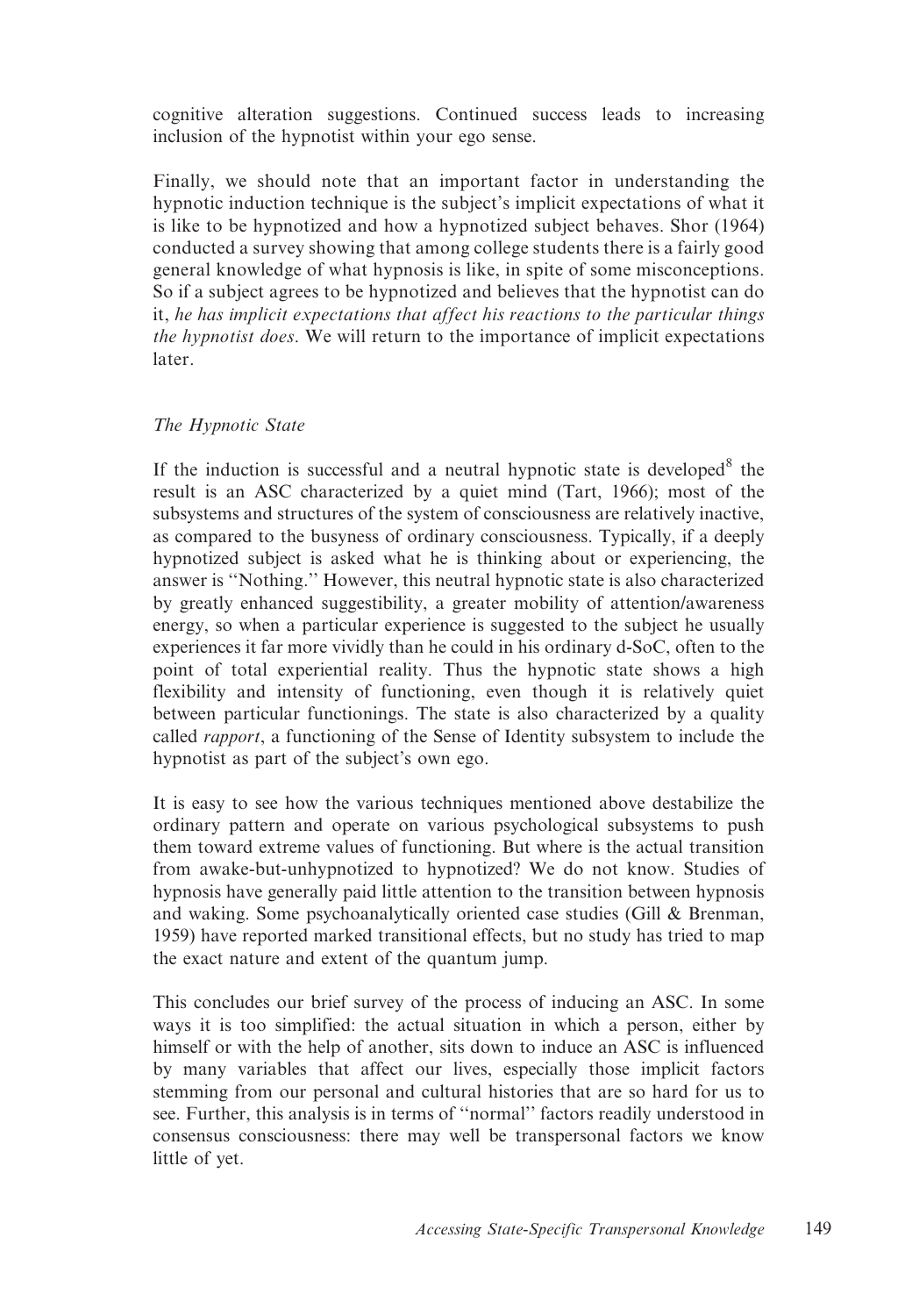cognitive alteration suggestions. Continued success leads to increasing inclusion of the hypnotist within your ego sense.

Finally, we should note that an important factor in understanding the hypnotic induction technique is the subject's implicit expectations of what it is like to be hypnotized and how a hypnotized subject behaves. Shor (1964) conducted a survey showing that among college students there is a fairly good general knowledge of what hypnosis is like, in spite of some misconceptions. So if a subject agrees to be hypnotized and believes that the hypnotist can do it, *he has implicit expectations that affect his reactions to the particular things the hypnotist does*. We will return to the importance of implicit expectations later.

### *The Hypnotic State*

If the induction is successful and a neutral hypnotic state is developed[8] the result is an ASC characterized by a quiet mind (Tart, 1966); most of the subsystems and structures of the system of consciousness are relatively inactive, as compared to the busyness of ordinary consciousness. Typically, if a deeply hypnotized subject is asked what he is thinking about or experiencing, the answer is ''Nothing.'' However, this neutral hypnotic state is also characterized by greatly enhanced suggestibility, a greater mobility of attention/awareness energy, so when a particular experience is suggested to the subject he usually experiences it far more vividly than he could in his ordinary d-SoC, often to the point of total experiential reality. Thus the hypnotic state shows a high flexibility and intensity of functioning, even though it is relatively quiet between particular functionings. The state is also characterized by a quality called *rapport*, a functioning of the Sense of Identity subsystem to include the hypnotist as part of the subject's own ego.

It is easy to see how the various techniques mentioned above destabilize the ordinary pattern and operate on various psychological subsystems to push them toward extreme values of functioning. But where is the actual transition from awake-but-unhypnotized to hypnotized? We do not know. Studies of hypnosis have generally paid little attention to the transition between hypnosis and waking. Some psychoanalytically oriented case studies (Gill & Brenman, 1959) have reported marked transitional effects, but no study has tried to map the exact nature and extent of the quantum jump.

This concludes our brief survey of the process of inducing an ASC. In some ways it is too simplified: the actual situation in which a person, either by himself or with the help of another, sits down to induce an ASC is influenced by many variables that affect our lives, especially those implicit factors stemming from our personal and cultural histories that are so hard for us to see. Further, this analysis is in terms of ''normal'' factors readily understood in consensus consciousness: there may well be transpersonal factors we know little of yet.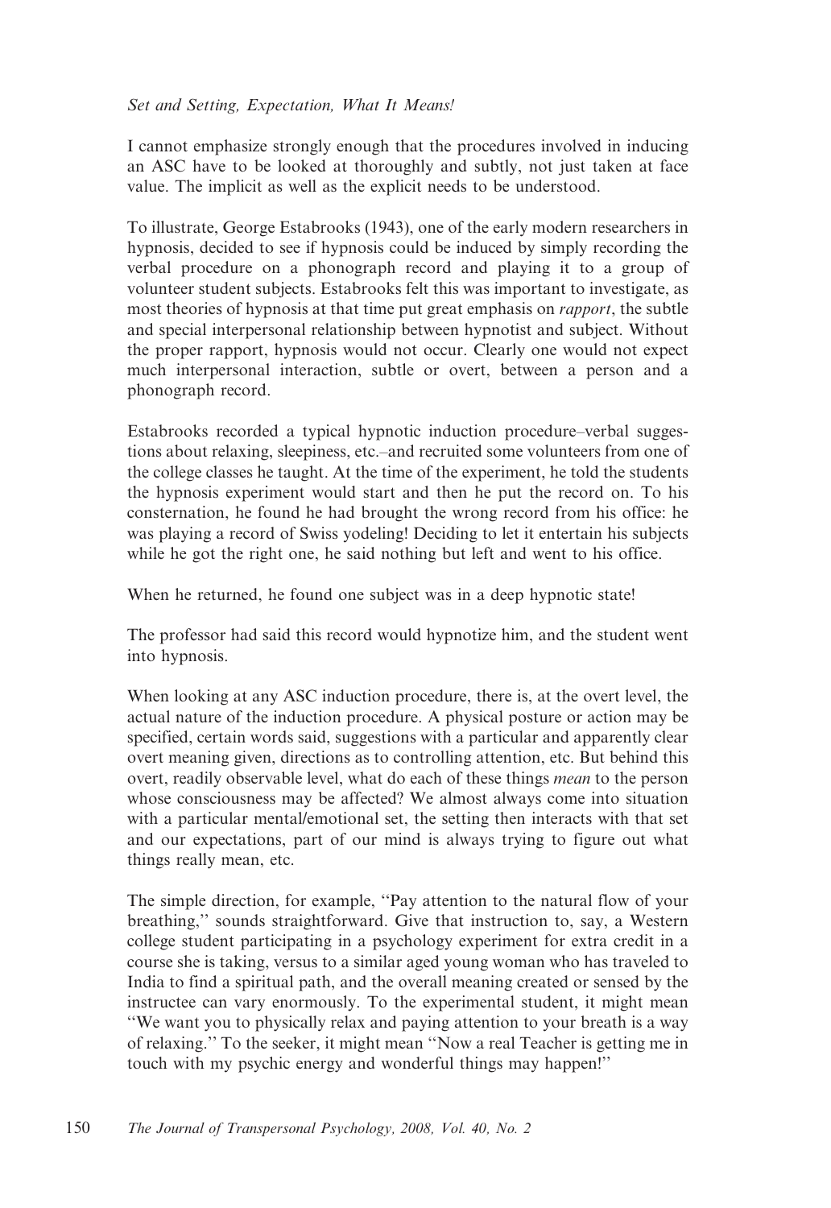*Set and Setting, Expectation, What It Means!*

I cannot emphasize strongly enough that the procedures involved in inducing an ASC have to be looked at thoroughly and subtly, not just taken at face value. The implicit as well as the explicit needs to be understood.

To illustrate, George Estabrooks (1943), one of the early modern researchers in hypnosis, decided to see if hypnosis could be induced by simply recording the verbal procedure on a phonograph record and playing it to a group of volunteer student subjects. Estabrooks felt this was important to investigate, as most theories of hypnosis at that time put great emphasis on *rapport*, the subtle and special interpersonal relationship between hypnotist and subject. Without the proper rapport, hypnosis would not occur. Clearly one would not expect much interpersonal interaction, subtle or overt, between a person and a phonograph record.

Estabrooks recorded a typical hypnotic induction procedure–verbal suggestions about relaxing, sleepiness, etc.–and recruited some volunteers from one of the college classes he taught. At the time of the experiment, he told the students the hypnosis experiment would start and then he put the record on. To his consternation, he found he had brought the wrong record from his office: he was playing a record of Swiss yodeling! Deciding to let it entertain his subjects while he got the right one, he said nothing but left and went to his office.

When he returned, he found one subject was in a deep hypnotic state!

The professor had said this record would hypnotize him, and the student went into hypnosis.

When looking at any ASC induction procedure, there is, at the overt level, the actual nature of the induction procedure. A physical posture or action may be specified, certain words said, suggestions with a particular and apparently clear overt meaning given, directions as to controlling attention, etc. But behind this overt, readily observable level, what do each of these things *mean* to the person whose consciousness may be affected? We almost always come into situation with a particular mental/emotional set, the setting then interacts with that set and our expectations, part of our mind is always trying to figure out what things really mean, etc.

The simple direction, for example, "Pay attention to the natural flow of your breathing," sounds straightforward. Give that instruction to, say, a Western college student participating in a psychology experiment for extra credit in a course she is taking, versus to a similar aged young woman who has traveled to India to find a spiritual path, and the overall meaning created or sensed by the instructee can vary enormously. To the experimental student, it might mean "We want you to physically relax and paying attention to your breath is a way of relaxing." To the seeker, it might mean "Now a real Teacher is getting me in touch with my psychic energy and wonderful things may happen!"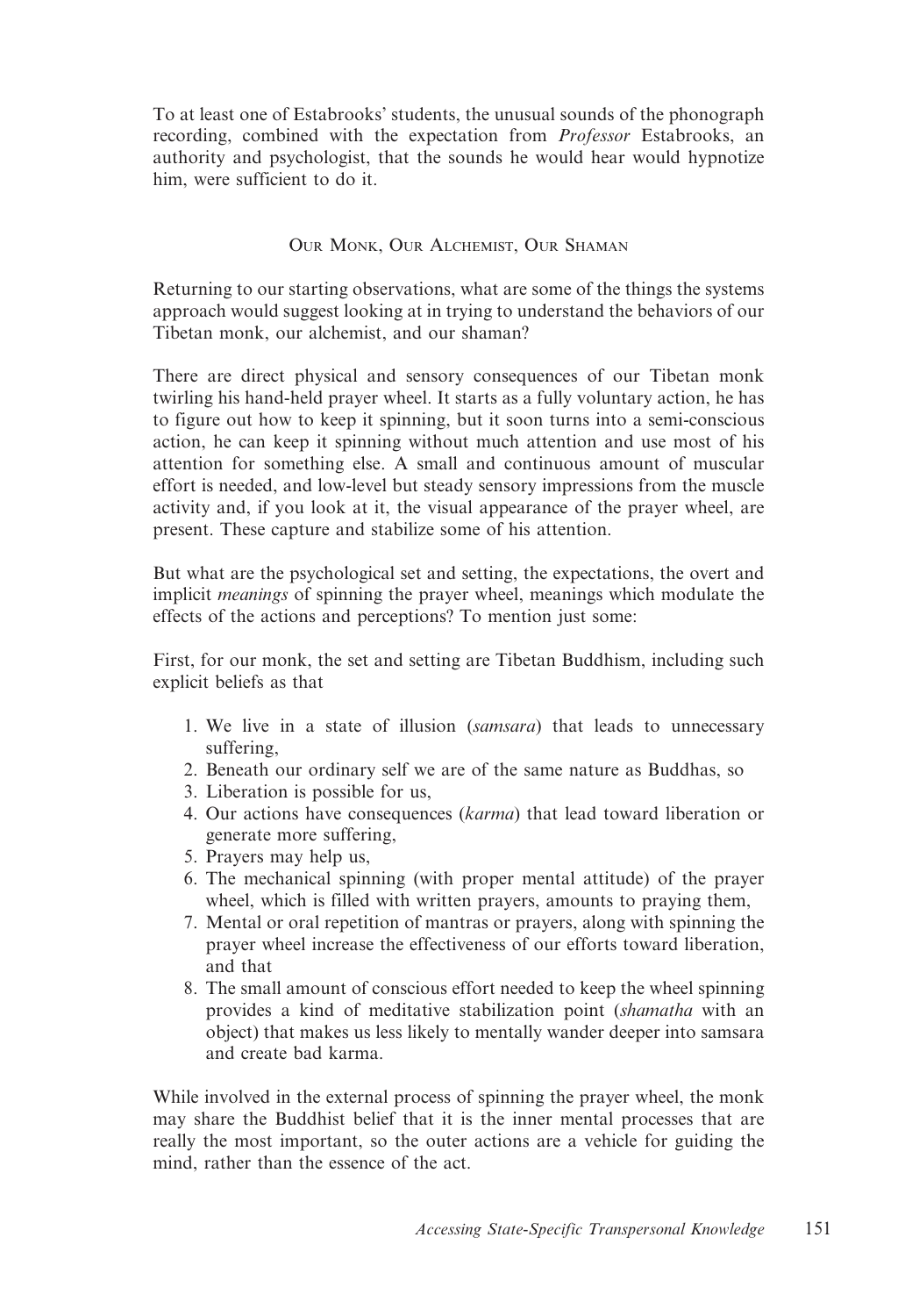To at least one of Estabrooks' students, the unusual sounds of the phonograph recording, combined with the expectation from *Professor* Estabrooks, an authority and psychologist, that the sounds he would hear would hypnotize him, were sufficient to do it.

## Our Monk, Our Alchemist, Our Shaman

Returning to our starting observations, what are some of the things the systems approach would suggest looking at in trying to understand the behaviors of our Tibetan monk, our alchemist, and our shaman?

There are direct physical and sensory consequences of our Tibetan monk twirling his hand-held prayer wheel. It starts as a fully voluntary action, he has to figure out how to keep it spinning, but it soon turns into a semi-conscious action, he can keep it spinning without much attention and use most of his attention for something else. A small and continuous amount of muscular effort is needed, and low-level but steady sensory impressions from the muscle activity and, if you look at it, the visual appearance of the prayer wheel, are present. These capture and stabilize some of his attention.

But what are the psychological set and setting, the expectations, the overt and implicit *meanings* of spinning the prayer wheel, meanings which modulate the effects of the actions and perceptions? To mention just some:

First, for our monk, the set and setting are Tibetan Buddhism, including such explicit beliefs as that

1. We live in a state of illusion (*samsara*) that leads to unnecessary suffering,
2. Beneath our ordinary self we are of the same nature as Buddhas, so
3. Liberation is possible for us,
4. Our actions have consequences (*karma*) that lead toward liberation or generate more suffering,
5. Prayers may help us,
6. The mechanical spinning (with proper mental attitude) of the prayer wheel, which is filled with written prayers, amounts to praying them,
7. Mental or oral repetition of mantras or prayers, along with spinning the prayer wheel increase the effectiveness of our efforts toward liberation, and that
8. The small amount of conscious effort needed to keep the wheel spinning provides a kind of meditative stabilization point (*shamatha* with an object) that makes us less likely to mentally wander deeper into samsara and create bad karma.

While involved in the external process of spinning the prayer wheel, the monk may share the Buddhist belief that it is the inner mental processes that are really the most important, so the outer actions are a vehicle for guiding the mind, rather than the essence of the act.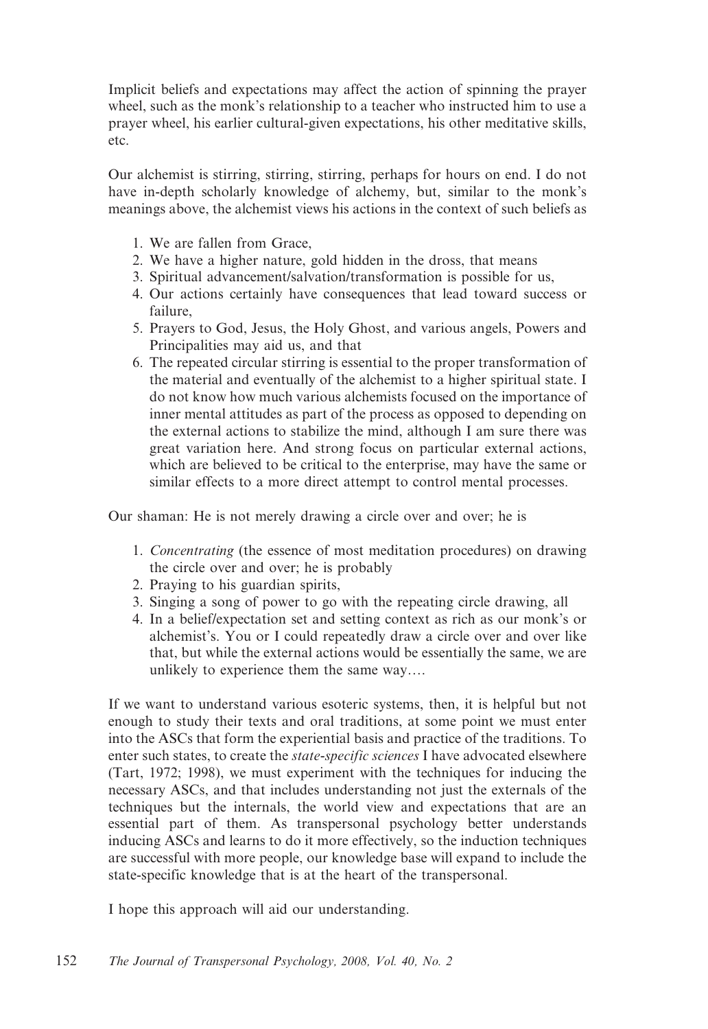Implicit beliefs and expectations may affect the action of spinning the prayer wheel, such as the monk's relationship to a teacher who instructed him to use a prayer wheel, his earlier cultural-given expectations, his other meditative skills, etc.

Our alchemist is stirring, stirring, stirring, perhaps for hours on end. I do not have in-depth scholarly knowledge of alchemy, but, similar to the monk's meanings above, the alchemist views his actions in the context of such beliefs as

1. We are fallen from Grace,
2. We have a higher nature, gold hidden in the dross, that means
3. Spiritual advancement/salvation/transformation is possible for us,
4. Our actions certainly have consequences that lead toward success or failure,
5. Prayers to God, Jesus, the Holy Ghost, and various angels, Powers and Principalities may aid us, and that
6. The repeated circular stirring is essential to the proper transformation of the material and eventually of the alchemist to a higher spiritual state. I do not know how much various alchemists focused on the importance of inner mental attitudes as part of the process as opposed to depending on the external actions to stabilize the mind, although I am sure there was great variation here. And strong focus on particular external actions, which are believed to be critical to the enterprise, may have the same or similar effects to a more direct attempt to control mental processes.

Our shaman: He is not merely drawing a circle over and over; he is

1. *Concentrating* (the essence of most meditation procedures) on drawing the circle over and over; he is probably
2. Praying to his guardian spirits,
3. Singing a song of power to go with the repeating circle drawing, all
4. In a belief/expectation set and setting context as rich as our monk's or alchemist's. You or I could repeatedly draw a circle over and over like that, but while the external actions would be essentially the same, we are unlikely to experience them the same way….

If we want to understand various esoteric systems, then, it is helpful but not enough to study their texts and oral traditions, at some point we must enter into the ASCs that form the experiential basis and practice of the traditions. To enter such states, to create the *state-specific sciences* I have advocated elsewhere (Tart, 1972; 1998), we must experiment with the techniques for inducing the necessary ASCs, and that includes understanding not just the externals of the techniques but the internals, the world view and expectations that are an essential part of them. As transpersonal psychology better understands inducing ASCs and learns to do it more effectively, so the induction techniques are successful with more people, our knowledge base will expand to include the state-specific knowledge that is at the heart of the transpersonal.

I hope this approach will aid our understanding.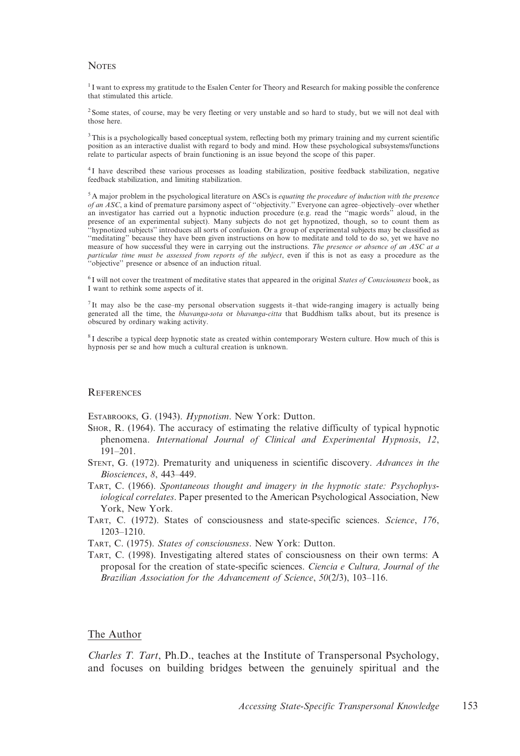## Notes

[1] I want to express my gratitude to the Esalen Center for Theory and Research for making possible the conference that stimulated this article.

[2] Some states, of course, may be very fleeting or very unstable and so hard to study, but we will not deal with those here.

[3] This is a psychologically based conceptual system, reflecting both my primary training and my current scientific position as an interactive dualist with regard to body and mind. How these psychological subsystems/functions relate to particular aspects of brain functioning is an issue beyond the scope of this paper.

[4] I have described these various processes as loading stabilization, positive feedback stabilization, negative feedback stabilization, and limiting stabilization.

[5] A major problem in the psychological literature on ASCs is *equating the procedure of induction with the presence of an ASC*, a kind of premature parsimony aspect of "objectivity." Everyone can agree–objectively–over whether an investigator has carried out a hypnotic induction procedure (e.g. read the "magic words" aloud, in the presence of an experimental subject). Many subjects do not get hypnotized, though, so to count them as "hypnotized subjects" introduces all sorts of confusion. Or a group of experimental subjects may be classified as "meditating" because they have been given instructions on how to meditate and told to do so, yet we have no measure of how successful they were in carrying out the instructions. *The presence or absence of an ASC at a particular time must be assessed from reports of the subject*, even if this is not as easy a procedure as the "objective" presence or absence of an induction ritual.

[6] I will not cover the treatment of meditative states that appeared in the original *States of Consciousness* book, as I want to rethink some aspects of it.

[7] It may also be the case–my personal observation suggests it–that wide-ranging imagery is actually being generated all the time, the *bhavanga-sota* or *bhavanga-citta* that Buddhism talks about, but its presence is obscured by ordinary waking activity.

[8] I describe a typical deep hypnotic state as created within contemporary Western culture. How much of this is hypnosis per se and how much a cultural creation is unknown.

## References

Estabrooks, G. (1943). *Hypnotism*. New York: Dutton.

Shor, R. (1964). The accuracy of estimating the relative difficulty of typical hypnotic phenomena. *International Journal of Clinical and Experimental Hypnosis*, *12*, 191–201.

Stent, G. (1972). Prematurity and uniqueness in scientific discovery. *Advances in the Biosciences*, *8*, 443–449.

Tart, C. (1966). *Spontaneous thought and imagery in the hypnotic state: Psychophysiological correlates*. Paper presented to the American Psychological Association, New York, New York.

Tart, C. (1972). States of consciousness and state-specific sciences. *Science*, *176*, 1203–1210.

Tart, C. (1975). *States of consciousness*. New York: Dutton.

Tart, C. (1998). Investigating altered states of consciousness on their own terms: A proposal for the creation of state-specific sciences. *Ciencia e Cultura, Journal of the Brazilian Association for the Advancement of Science*, *50*(2/3), 103–116.

## The Author

*Charles T. Tart*, Ph.D., teaches at the Institute of Transpersonal Psychology, and focuses on building bridges between the genuinely spiritual and the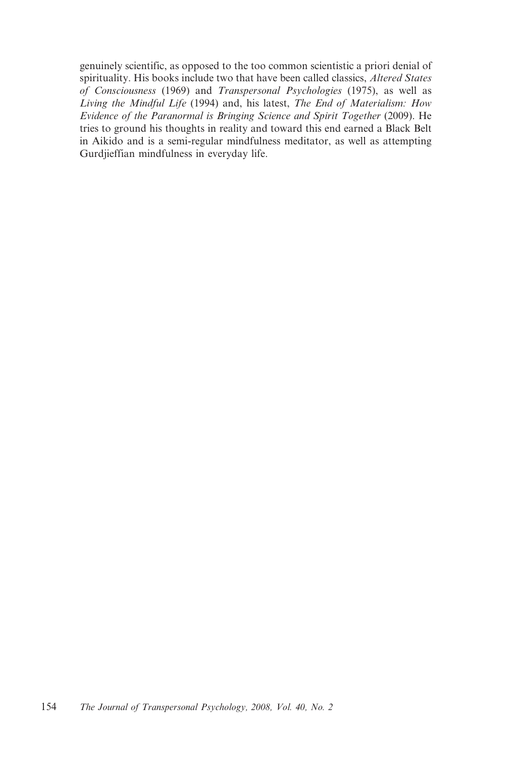genuinely scientific, as opposed to the too common scientistic a priori denial of spirituality. His books include two that have been called classics, *Altered States of Consciousness* (1969) and *Transpersonal Psychologies* (1975), as well as *Living the Mindful Life* (1994) and, his latest, *The End of Materialism: How Evidence of the Paranormal is Bringing Science and Spirit Together* (2009). He tries to ground his thoughts in reality and toward this end earned a Black Belt in Aikido and is a semi-regular mindfulness meditator, as well as attempting Gurdjieffian mindfulness in everyday life.